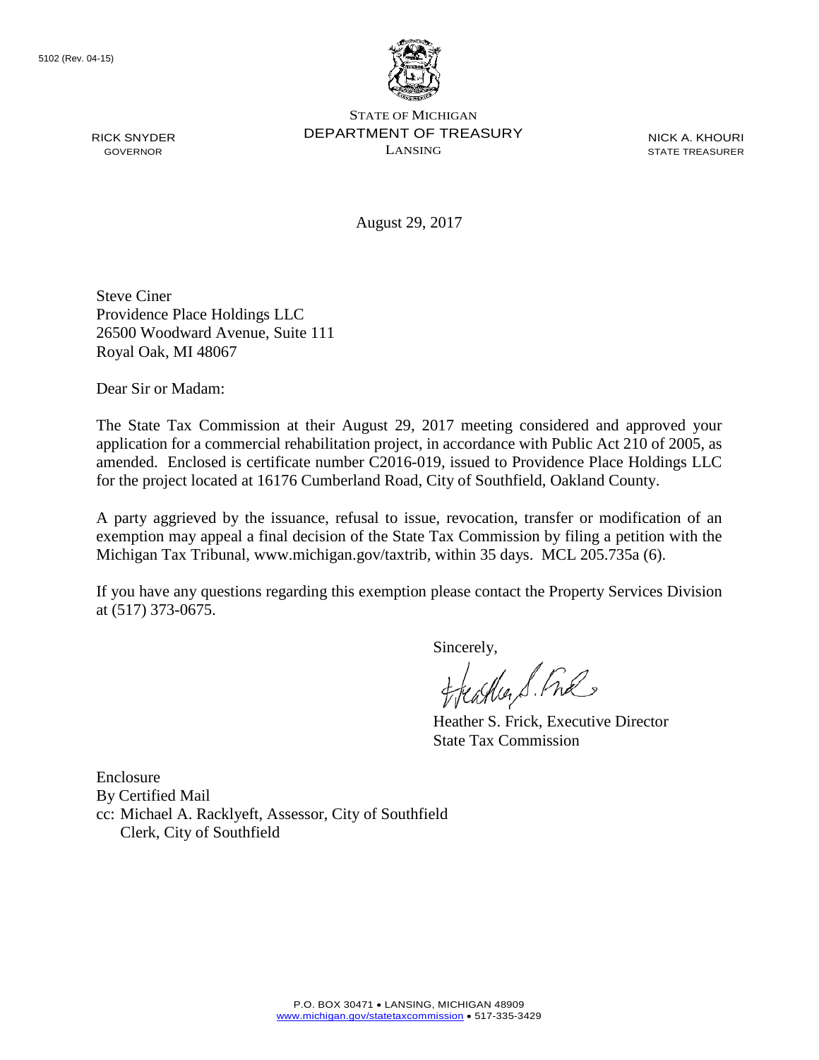5102 (Rev. 04-15)

RICK SNYDER
GOVERNOR

STATE OF MICHIGAN
DEPARTMENT OF TREASURY
LANSING

NICK A. KHOURI
STATE TREASURER

August 29, 2017

Steve Ciner
Providence Place Holdings LLC
26500 Woodward Avenue, Suite 111
Royal Oak, MI 48067

Dear Sir or Madam:

The State Tax Commission at their August 29, 2017 meeting considered and approved your application for a commercial rehabilitation project, in accordance with Public Act 210 of 2005, as amended. Enclosed is certificate number C2016-019, issued to Providence Place Holdings LLC for the project located at 16176 Cumberland Road, City of Southfield, Oakland County.

A party aggrieved by the issuance, refusal to issue, revocation, transfer or modification of an exemption may appeal a final decision of the State Tax Commission by filing a petition with the Michigan Tax Tribunal, www.michigan.gov/taxtrib, within 35 days. MCL 205.735a (6).

If you have any questions regarding this exemption please contact the Property Services Division at (517) 373-0675.

Sincerely,

Heather S. Frick, Executive Director
State Tax Commission

Enclosure
By Certified Mail
cc: Michael A. Racklyeft, Assessor, City of Southfield
Clerk, City of Southfield

P.O. BOX 30471 • LANSING, MICHIGAN 48909
www.michigan.gov/statetaxcommission • 517-335-3429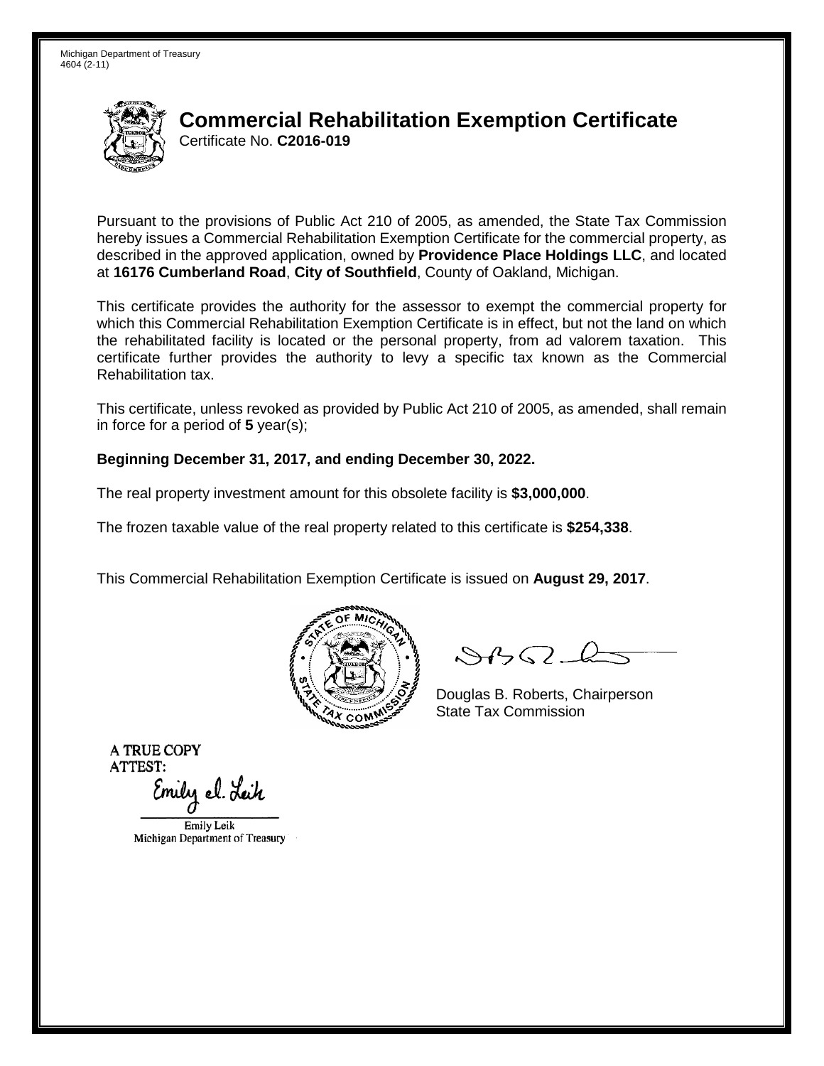Michigan Department of Treasury
4604 (2-11)

# Commercial Rehabilitation Exemption Certificate

Certificate No. **C2016-019**

Pursuant to the provisions of Public Act 210 of 2005, as amended, the State Tax Commission hereby issues a Commercial Rehabilitation Exemption Certificate for the commercial property, as described in the approved application, owned by **Providence Place Holdings LLC**, and located at **16176 Cumberland Road**, **City of Southfield**, County of Oakland, Michigan.

This certificate provides the authority for the assessor to exempt the commercial property for which this Commercial Rehabilitation Exemption Certificate is in effect, but not the land on which the rehabilitated facility is located or the personal property, from ad valorem taxation. This certificate further provides the authority to levy a specific tax known as the Commercial Rehabilitation tax.

This certificate, unless revoked as provided by Public Act 210 of 2005, as amended, shall remain in force for a period of **5** year(s);

**Beginning December 31, 2017, and ending December 30, 2022.**

The real property investment amount for this obsolete facility is **$3,000,000**.

The frozen taxable value of the real property related to this certificate is **$254,338**.

This Commercial Rehabilitation Exemption Certificate is issued on **August 29, 2017**.

Douglas B. Roberts, Chairperson
State Tax Commission

A TRUE COPY
ATTEST:

Emily Leik
Michigan Department of Treasury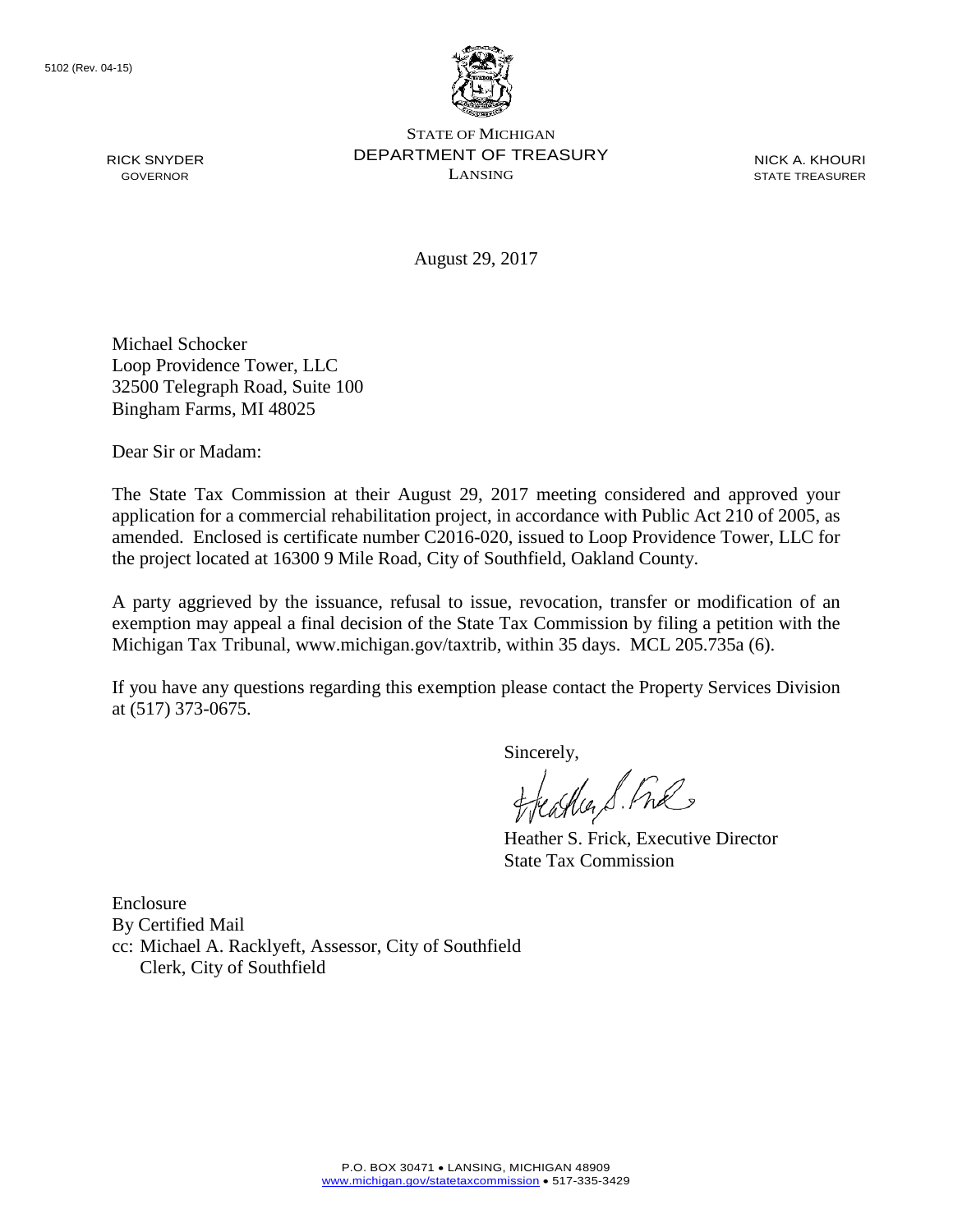5102 (Rev. 04-15)

STATE OF MICHIGAN
DEPARTMENT OF TREASURY
LANSING

RICK SNYDER
GOVERNOR

NICK A. KHOURI
STATE TREASURER

August 29, 2017

Michael Schocker
Loop Providence Tower, LLC
32500 Telegraph Road, Suite 100
Bingham Farms, MI 48025

Dear Sir or Madam:

The State Tax Commission at their August 29, 2017 meeting considered and approved your application for a commercial rehabilitation project, in accordance with Public Act 210 of 2005, as amended. Enclosed is certificate number C2016-020, issued to Loop Providence Tower, LLC for the project located at 16300 9 Mile Road, City of Southfield, Oakland County.

A party aggrieved by the issuance, refusal to issue, revocation, transfer or modification of an exemption may appeal a final decision of the State Tax Commission by filing a petition with the Michigan Tax Tribunal, www.michigan.gov/taxtrib, within 35 days. MCL 205.735a (6).

If you have any questions regarding this exemption please contact the Property Services Division at (517) 373-0675.

Sincerely,

Heather S. Frick, Executive Director
State Tax Commission

Enclosure
By Certified Mail
cc: Michael A. Racklyeft, Assessor, City of Southfield
Clerk, City of Southfield

P.O. BOX 30471 • LANSING, MICHIGAN 48909
www.michigan.gov/statetaxcommission • 517-335-3429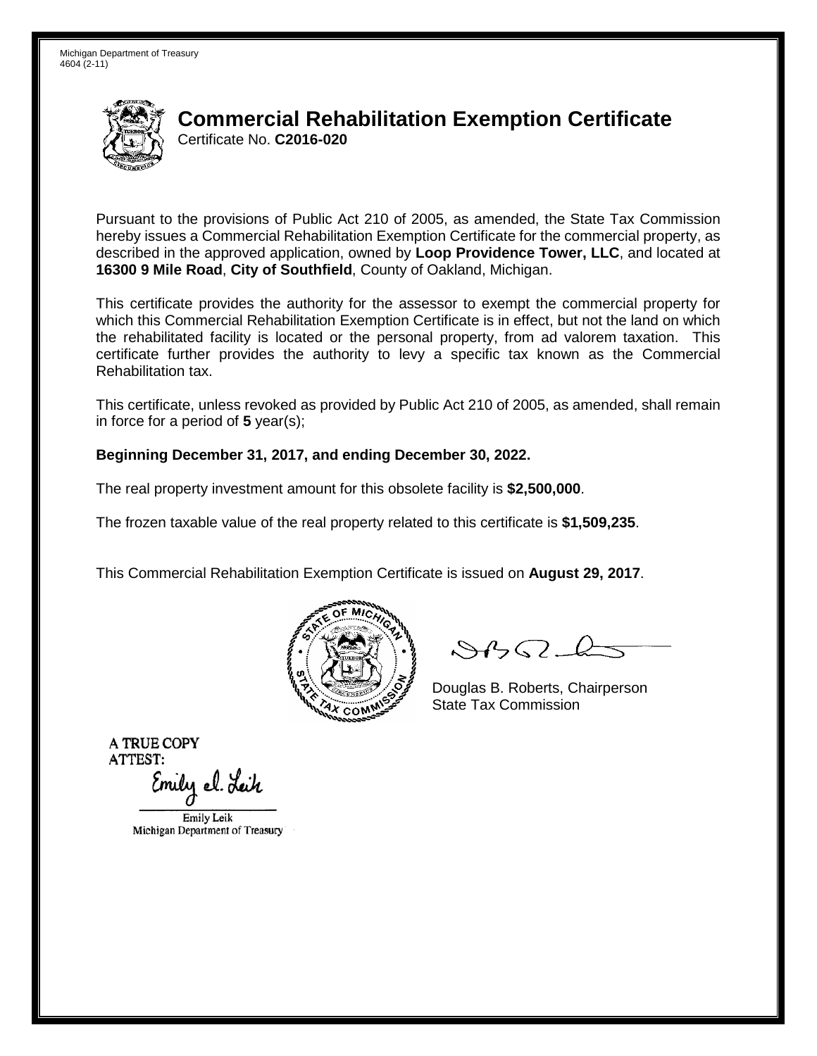Michigan Department of Treasury
4604 (2-11)

# Commercial Rehabilitation Exemption Certificate

Certificate No. **C2016-020**

Pursuant to the provisions of Public Act 210 of 2005, as amended, the State Tax Commission hereby issues a Commercial Rehabilitation Exemption Certificate for the commercial property, as described in the approved application, owned by **Loop Providence Tower, LLC**, and located at **16300 9 Mile Road**, **City of Southfield**, County of Oakland, Michigan.

This certificate provides the authority for the assessor to exempt the commercial property for which this Commercial Rehabilitation Exemption Certificate is in effect, but not the land on which the rehabilitated facility is located or the personal property, from ad valorem taxation. This certificate further provides the authority to levy a specific tax known as the Commercial Rehabilitation tax.

This certificate, unless revoked as provided by Public Act 210 of 2005, as amended, shall remain in force for a period of **5** year(s);

**Beginning December 31, 2017, and ending December 30, 2022.**

The real property investment amount for this obsolete facility is **$2,500,000**.

The frozen taxable value of the real property related to this certificate is **$1,509,235**.

This Commercial Rehabilitation Exemption Certificate is issued on **August 29, 2017**.

Douglas B. Roberts, Chairperson
State Tax Commission

A TRUE COPY
ATTEST:

Emily Leik
Michigan Department of Treasury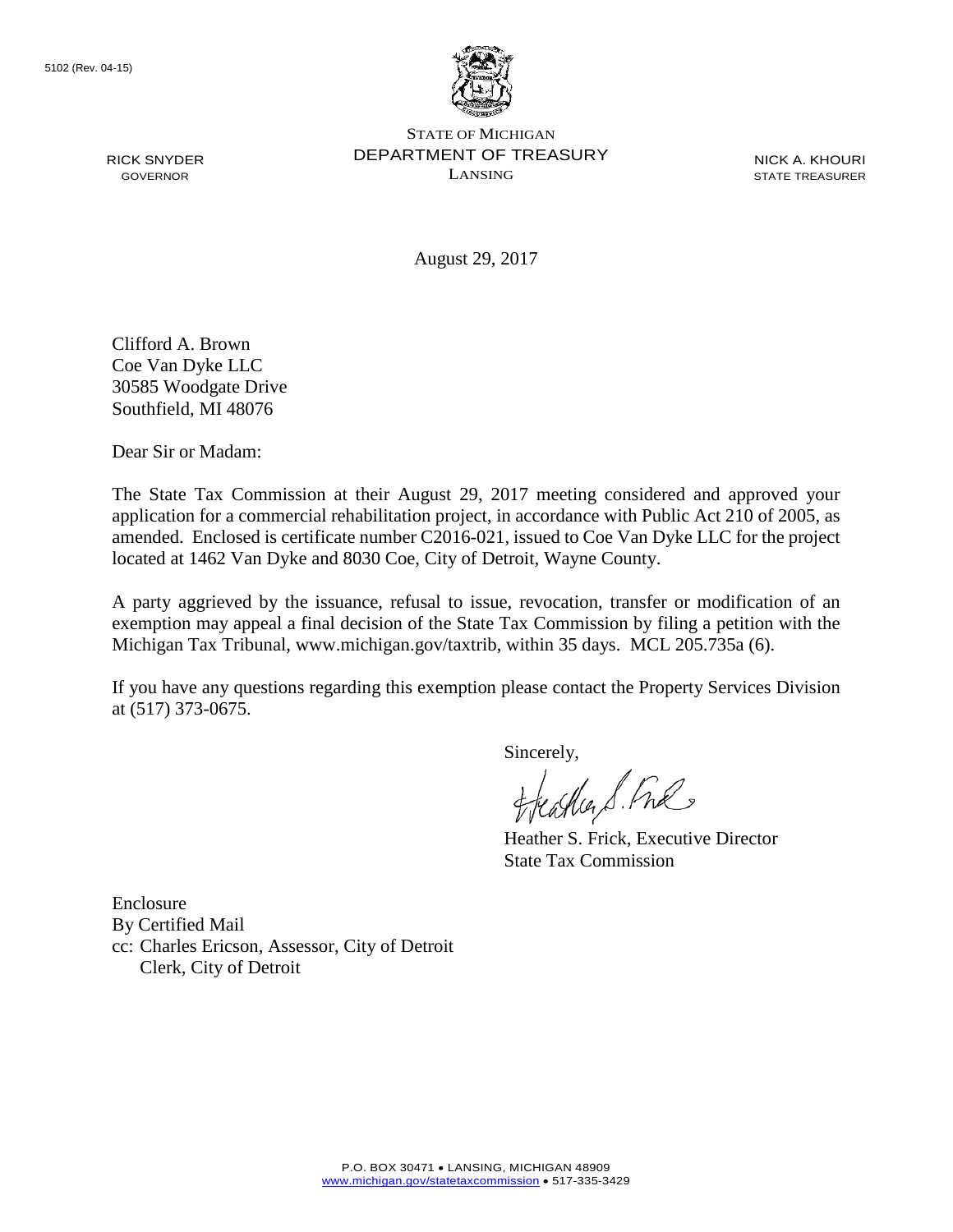5102 (Rev. 04-15)

STATE OF MICHIGAN
DEPARTMENT OF TREASURY
LANSING

RICK SNYDER
GOVERNOR

NICK A. KHOURI
STATE TREASURER

August 29, 2017

Clifford A. Brown
Coe Van Dyke LLC
30585 Woodgate Drive
Southfield, MI 48076

Dear Sir or Madam:

The State Tax Commission at their August 29, 2017 meeting considered and approved your application for a commercial rehabilitation project, in accordance with Public Act 210 of 2005, as amended. Enclosed is certificate number C2016-021, issued to Coe Van Dyke LLC for the project located at 1462 Van Dyke and 8030 Coe, City of Detroit, Wayne County.

A party aggrieved by the issuance, refusal to issue, revocation, transfer or modification of an exemption may appeal a final decision of the State Tax Commission by filing a petition with the Michigan Tax Tribunal, www.michigan.gov/taxtrib, within 35 days. MCL 205.735a (6).

If you have any questions regarding this exemption please contact the Property Services Division at (517) 373-0675.

Sincerely,

Heather S. Frick, Executive Director
State Tax Commission

Enclosure
By Certified Mail
cc: Charles Ericson, Assessor, City of Detroit
Clerk, City of Detroit

P.O. BOX 30471 • LANSING, MICHIGAN 48909
www.michigan.gov/statetaxcommission • 517-335-3429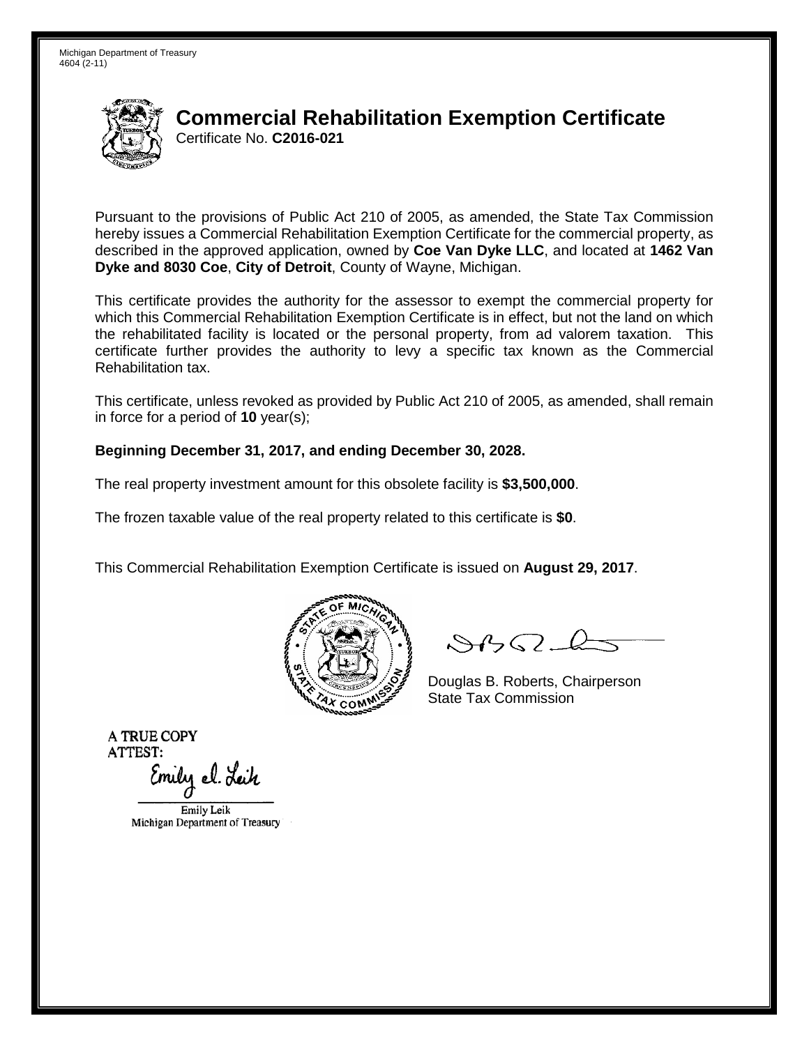Michigan Department of Treasury
4604 (2-11)

# Commercial Rehabilitation Exemption Certificate

Certificate No. **C2016-021**

Pursuant to the provisions of Public Act 210 of 2005, as amended, the State Tax Commission hereby issues a Commercial Rehabilitation Exemption Certificate for the commercial property, as described in the approved application, owned by **Coe Van Dyke LLC**, and located at **1462 Van Dyke and 8030 Coe**, **City of Detroit**, County of Wayne, Michigan.

This certificate provides the authority for the assessor to exempt the commercial property for which this Commercial Rehabilitation Exemption Certificate is in effect, but not the land on which the rehabilitated facility is located or the personal property, from ad valorem taxation. This certificate further provides the authority to levy a specific tax known as the Commercial Rehabilitation tax.

This certificate, unless revoked as provided by Public Act 210 of 2005, as amended, shall remain in force for a period of **10** year(s);

**Beginning December 31, 2017, and ending December 30, 2028.**

The real property investment amount for this obsolete facility is **$3,500,000**.

The frozen taxable value of the real property related to this certificate is **$0**.

This Commercial Rehabilitation Exemption Certificate is issued on **August 29, 2017**.

Douglas B. Roberts, Chairperson
State Tax Commission

A TRUE COPY
ATTEST:

Emily Leik
Michigan Department of Treasury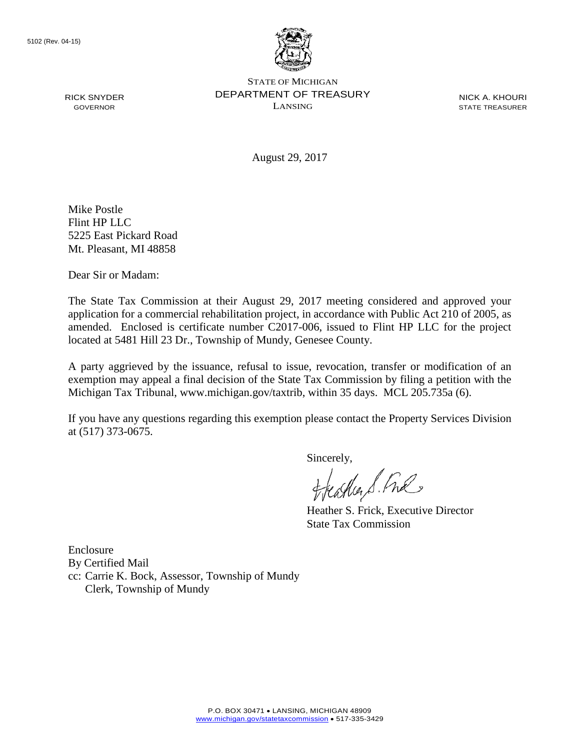5102 (Rev. 04-15)

STATE OF MICHIGAN
DEPARTMENT OF TREASURY
LANSING

RICK SNYDER
GOVERNOR

NICK A. KHOURI
STATE TREASURER

August 29, 2017

Mike Postle
Flint HP LLC
5225 East Pickard Road
Mt. Pleasant, MI 48858

Dear Sir or Madam:

The State Tax Commission at their August 29, 2017 meeting considered and approved your application for a commercial rehabilitation project, in accordance with Public Act 210 of 2005, as amended. Enclosed is certificate number C2017-006, issued to Flint HP LLC for the project located at 5481 Hill 23 Dr., Township of Mundy, Genesee County.

A party aggrieved by the issuance, refusal to issue, revocation, transfer or modification of an exemption may appeal a final decision of the State Tax Commission by filing a petition with the Michigan Tax Tribunal, www.michigan.gov/taxtrib, within 35 days. MCL 205.735a (6).

If you have any questions regarding this exemption please contact the Property Services Division at (517) 373-0675.

Sincerely,

Heather S. Frick, Executive Director
State Tax Commission

Enclosure
By Certified Mail
cc: Carrie K. Bock, Assessor, Township of Mundy
Clerk, Township of Mundy

P.O. BOX 30471 • LANSING, MICHIGAN 48909
www.michigan.gov/statetaxcommission • 517-335-3429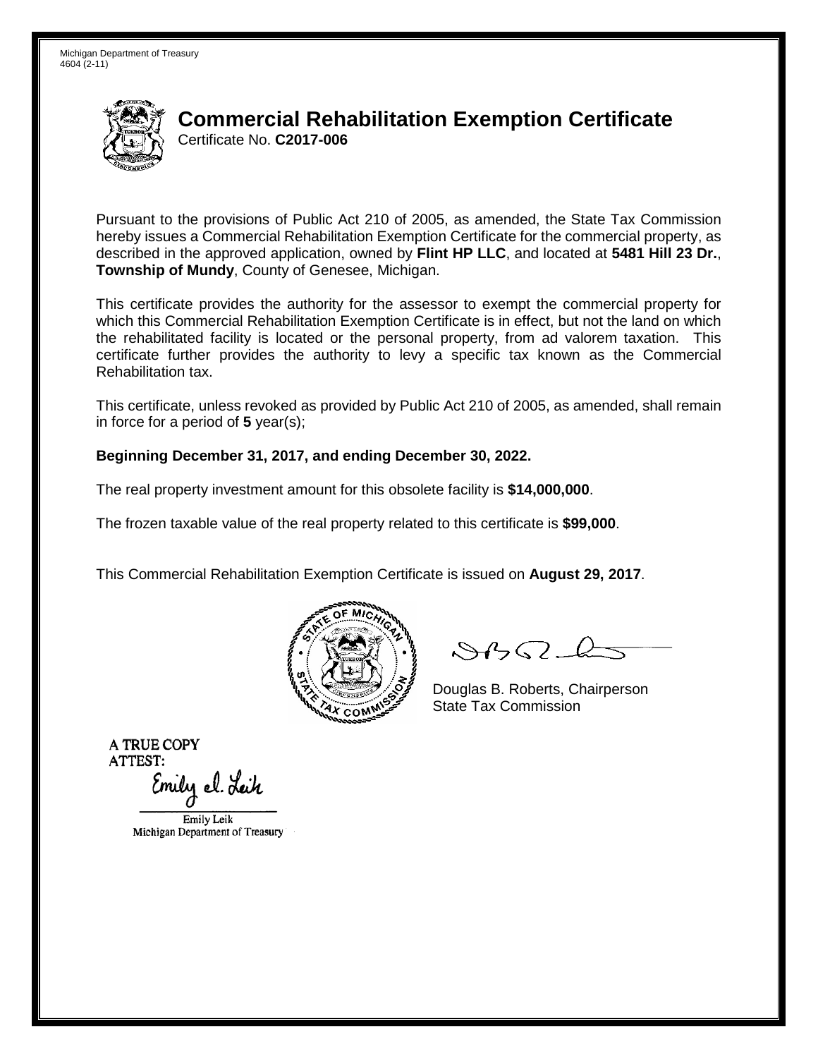Michigan Department of Treasury
4604 (2-11)

# Commercial Rehabilitation Exemption Certificate

Certificate No. **C2017-006**

Pursuant to the provisions of Public Act 210 of 2005, as amended, the State Tax Commission hereby issues a Commercial Rehabilitation Exemption Certificate for the commercial property, as described in the approved application, owned by **Flint HP LLC**, and located at **5481 Hill 23 Dr.**, **Township of Mundy**, County of Genesee, Michigan.

This certificate provides the authority for the assessor to exempt the commercial property for which this Commercial Rehabilitation Exemption Certificate is in effect, but not the land on which the rehabilitated facility is located or the personal property, from ad valorem taxation. This certificate further provides the authority to levy a specific tax known as the Commercial Rehabilitation tax.

This certificate, unless revoked as provided by Public Act 210 of 2005, as amended, shall remain in force for a period of **5** year(s);

**Beginning December 31, 2017, and ending December 30, 2022.**

The real property investment amount for this obsolete facility is **$14,000,000**.

The frozen taxable value of the real property related to this certificate is **$99,000**.

This Commercial Rehabilitation Exemption Certificate is issued on **August 29, 2017**.

Douglas B. Roberts, Chairperson
State Tax Commission

A TRUE COPY
ATTEST:

Emily Leik
Michigan Department of Treasury